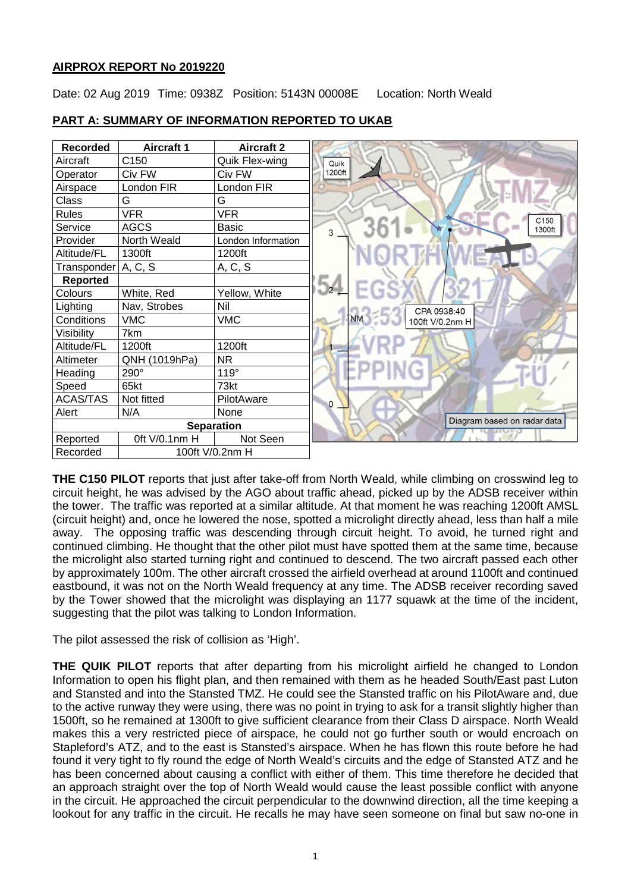## AIRPROX REPORT No 2019220

Date: 02 Aug 2019 Time: 0938Z Position: 5143N 00008E Location: North Weald

## PART A: SUMMARY OF INFORMATION REPORTED TO UKAB

| Recorded | Aircraft 1 | Aircraft 2 |
|---|---|---|
| Aircraft | C150 | Quik Flex-wing |
| Operator | Civ FW | Civ FW |
| Airspace | London FIR | London FIR |
| Class | G | G |
| Rules | VFR | VFR |
| Service | AGCS | Basic |
| Provider | North Weald | London Information |
| Altitude/FL | 1300ft | 1200ft |
| Transponder | A, C, S | A, C, S |
| **Reported** | | |
| Colours | White, Red | Yellow, White |
| Lighting | Nav, Strobes | Nil |
| Conditions | VMC | VMC |
| Visibility | 7km | |
| Altitude/FL | 1200ft | 1200ft |
| Altimeter | QNH (1019hPa) | NR |
| Heading | 290° | 119° |
| Speed | 65kt | 73kt |
| ACAS/TAS | Not fitted | PilotAware |
| Alert | N/A | None |
| **Separation** | | |
| Reported | 0ft V/0.1nm H | Not Seen |
| Recorded | 100ft V/0.2nm H | |

Quik 1200ft

C150 1300ft

CPA 0938:40 100ft V/0.2nm H

Diagram based on radar data

**THE C150 PILOT** reports that just after take-off from North Weald, while climbing on crosswind leg to circuit height, he was advised by the AGO about traffic ahead, picked up by the ADSB receiver within the tower. The traffic was reported at a similar altitude. At that moment he was reaching 1200ft AMSL (circuit height) and, once he lowered the nose, spotted a microlight directly ahead, less than half a mile away. The opposing traffic was descending through circuit height. To avoid, he turned right and continued climbing. He thought that the other pilot must have spotted them at the same time, because the microlight also started turning right and continued to descend. The two aircraft passed each other by approximately 100m. The other aircraft crossed the airfield overhead at around 1100ft and continued eastbound, it was not on the North Weald frequency at any time. The ADSB receiver recording saved by the Tower showed that the microlight was displaying an 1177 squawk at the time of the incident, suggesting that the pilot was talking to London Information.

The pilot assessed the risk of collision as 'High'.

**THE QUIK PILOT** reports that after departing from his microlight airfield he changed to London Information to open his flight plan, and then remained with them as he headed South/East past Luton and Stansted and into the Stansted TMZ. He could see the Stansted traffic on his PilotAware and, due to the active runway they were using, there was no point in trying to ask for a transit slightly higher than 1500ft, so he remained at 1300ft to give sufficient clearance from their Class D airspace. North Weald makes this a very restricted piece of airspace, he could not go further south or would encroach on Stapleford's ATZ, and to the east is Stansted's airspace. When he has flown this route before he had found it very tight to fly round the edge of North Weald's circuits and the edge of Stansted ATZ and he has been concerned about causing a conflict with either of them. This time therefore he decided that an approach straight over the top of North Weald would cause the least possible conflict with anyone in the circuit. He approached the circuit perpendicular to the downwind direction, all the time keeping a lookout for any traffic in the circuit. He recalls he may have seen someone on final but saw no-one in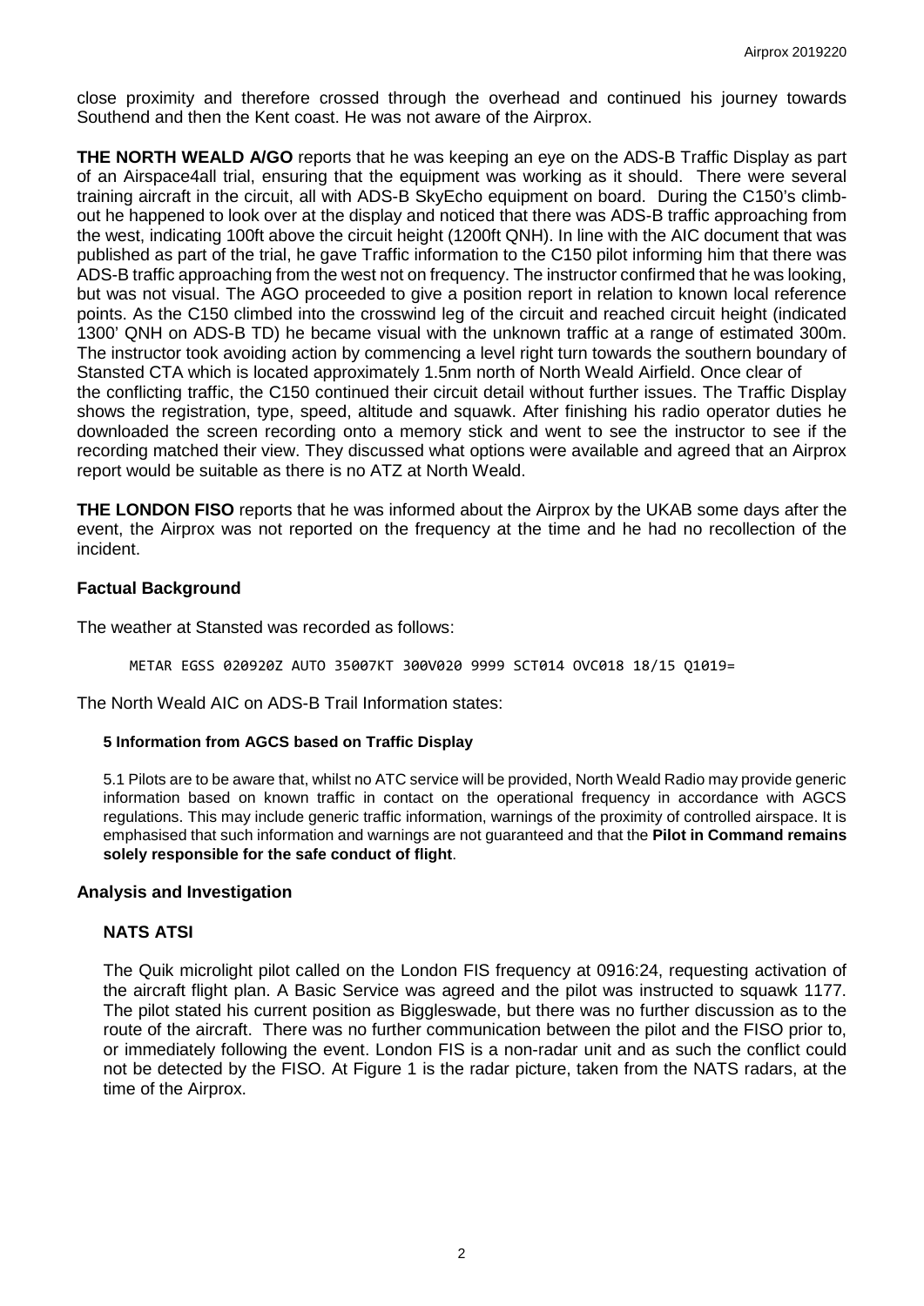close proximity and therefore crossed through the overhead and continued his journey towards Southend and then the Kent coast. He was not aware of the Airprox.

**THE NORTH WEALD A/GO** reports that he was keeping an eye on the ADS-B Traffic Display as part of an Airspace4all trial, ensuring that the equipment was working as it should. There were several training aircraft in the circuit, all with ADS-B SkyEcho equipment on board. During the C150's climb-out he happened to look over at the display and noticed that there was ADS-B traffic approaching from the west, indicating 100ft above the circuit height (1200ft QNH). In line with the AIC document that was published as part of the trial, he gave Traffic information to the C150 pilot informing him that there was ADS-B traffic approaching from the west not on frequency. The instructor confirmed that he was looking, but was not visual. The AGO proceeded to give a position report in relation to known local reference points. As the C150 climbed into the crosswind leg of the circuit and reached circuit height (indicated 1300' QNH on ADS-B TD) he became visual with the unknown traffic at a range of estimated 300m. The instructor took avoiding action by commencing a level right turn towards the southern boundary of Stansted CTA which is located approximately 1.5nm north of North Weald Airfield. Once clear of the conflicting traffic, the C150 continued their circuit detail without further issues. The Traffic Display shows the registration, type, speed, altitude and squawk. After finishing his radio operator duties he downloaded the screen recording onto a memory stick and went to see the instructor to see if the recording matched their view. They discussed what options were available and agreed that an Airprox report would be suitable as there is no ATZ at North Weald.

**THE LONDON FISO** reports that he was informed about the Airprox by the UKAB some days after the event, the Airprox was not reported on the frequency at the time and he had no recollection of the incident.

## Factual Background

The weather at Stansted was recorded as follows:

```
METAR EGSS 020920Z AUTO 35007KT 300V020 9999 SCT014 OVC018 18/15 Q1019=
```

The North Weald AIC on ADS-B Trail Information states:

**5 Information from AGCS based on Traffic Display**

5.1 Pilots are to be aware that, whilst no ATC service will be provided, North Weald Radio may provide generic information based on known traffic in contact on the operational frequency in accordance with AGCS regulations. This may include generic traffic information, warnings of the proximity of controlled airspace. It is emphasised that such information and warnings are not guaranteed and that the **Pilot in Command remains solely responsible for the safe conduct of flight**.

## Analysis and Investigation

### NATS ATSI

The Quik microlight pilot called on the London FIS frequency at 0916:24, requesting activation of the aircraft flight plan. A Basic Service was agreed and the pilot was instructed to squawk 1177. The pilot stated his current position as Biggleswade, but there was no further discussion as to the route of the aircraft. There was no further communication between the pilot and the FISO prior to, or immediately following the event. London FIS is a non-radar unit and as such the conflict could not be detected by the FISO. At Figure 1 is the radar picture, taken from the NATS radars, at the time of the Airprox.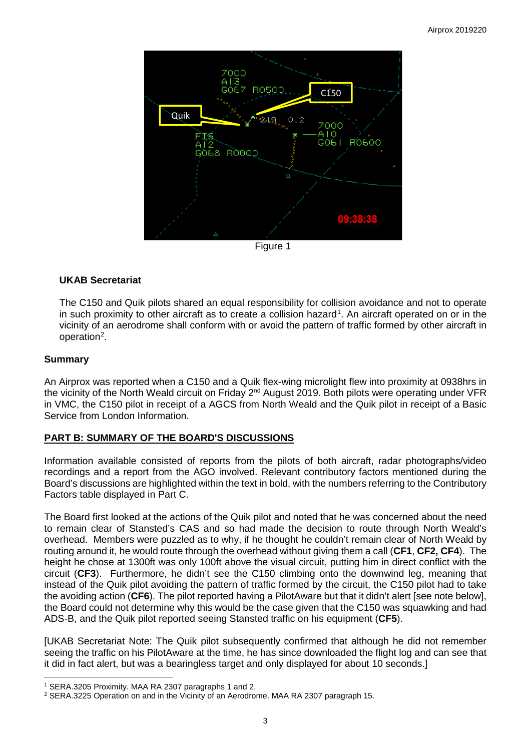Figure 1

**UKAB Secretariat**

The C150 and Quik pilots shared an equal responsibility for collision avoidance and not to operate in such proximity to other aircraft as to create a collision hazard[1]. An aircraft operated on or in the vicinity of an aerodrome shall conform with or avoid the pattern of traffic formed by other aircraft in operation[2].

## Summary

An Airprox was reported when a C150 and a Quik flex-wing microlight flew into proximity at 0938hrs in the vicinity of the North Weald circuit on Friday 2nd August 2019. Both pilots were operating under VFR in VMC, the C150 pilot in receipt of a AGCS from North Weald and the Quik pilot in receipt of a Basic Service from London Information.

## PART B: SUMMARY OF THE BOARD'S DISCUSSIONS

Information available consisted of reports from the pilots of both aircraft, radar photographs/video recordings and a report from the AGO involved. Relevant contributory factors mentioned during the Board's discussions are highlighted within the text in bold, with the numbers referring to the Contributory Factors table displayed in Part C.

The Board first looked at the actions of the Quik pilot and noted that he was concerned about the need to remain clear of Stansted's CAS and so had made the decision to route through North Weald's overhead. Members were puzzled as to why, if he thought he couldn't remain clear of North Weald by routing around it, he would route through the overhead without giving them a call (**CF1**, **CF2, CF4**). The height he chose at 1300ft was only 100ft above the visual circuit, putting him in direct conflict with the circuit (**CF3**). Furthermore, he didn't see the C150 climbing onto the downwind leg, meaning that instead of the Quik pilot avoiding the pattern of traffic formed by the circuit, the C150 pilot had to take the avoiding action (**CF6**). The pilot reported having a PilotAware but that it didn't alert [see note below], the Board could not determine why this would be the case given that the C150 was squawking and had ADS-B, and the Quik pilot reported seeing Stansted traffic on his equipment (**CF5**).

[UKAB Secretariat Note: The Quik pilot subsequently confirmed that although he did not remember seeing the traffic on his PilotAware at the time, he has since downloaded the flight log and can see that it did in fact alert, but was a bearingless target and only displayed for about 10 seconds.]

---

[1] SERA.3205 Proximity. MAA RA 2307 paragraphs 1 and 2.

[2] SERA.3225 Operation on and in the Vicinity of an Aerodrome. MAA RA 2307 paragraph 15.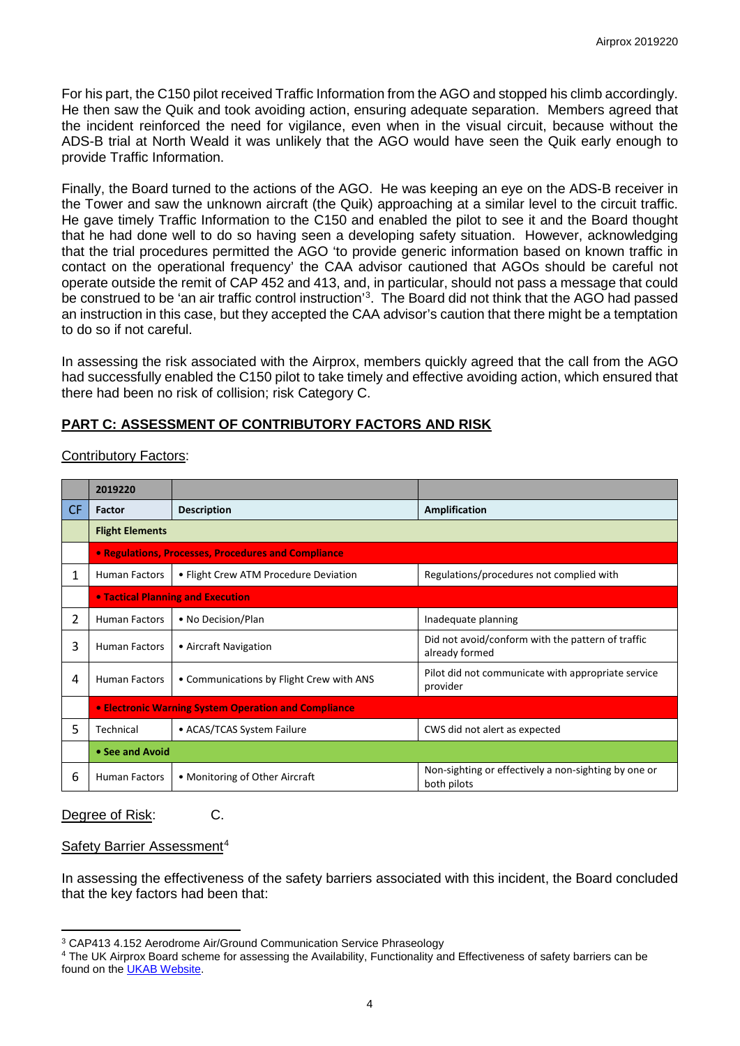For his part, the C150 pilot received Traffic Information from the AGO and stopped his climb accordingly. He then saw the Quik and took avoiding action, ensuring adequate separation. Members agreed that the incident reinforced the need for vigilance, even when in the visual circuit, because without the ADS-B trial at North Weald it was unlikely that the AGO would have seen the Quik early enough to provide Traffic Information.

Finally, the Board turned to the actions of the AGO. He was keeping an eye on the ADS-B receiver in the Tower and saw the unknown aircraft (the Quik) approaching at a similar level to the circuit traffic. He gave timely Traffic Information to the C150 and enabled the pilot to see it and the Board thought that he had done well to do so having seen a developing safety situation. However, acknowledging that the trial procedures permitted the AGO 'to provide generic information based on known traffic in contact on the operational frequency' the CAA advisor cautioned that AGOs should be careful not operate outside the remit of CAP 452 and 413, and, in particular, should not pass a message that could be construed to be 'an air traffic control instruction'[3]. The Board did not think that the AGO had passed an instruction in this case, but they accepted the CAA advisor's caution that there might be a temptation to do so if not careful.

In assessing the risk associated with the Airprox, members quickly agreed that the call from the AGO had successfully enabled the C150 pilot to take timely and effective avoiding action, which ensured that there had been no risk of collision; risk Category C.

## PART C: ASSESSMENT OF CONTRIBUTORY FACTORS AND RISK

Contributory Factors:

| | 2019220 | | |
|---|---|---|---|
| CF | Factor | Description | Amplification |
| | Flight Elements | | |
| | • Regulations, Processes, Procedures and Compliance | | |
| 1 | Human Factors | • Flight Crew ATM Procedure Deviation | Regulations/procedures not complied with |
| | • Tactical Planning and Execution | | |
| 2 | Human Factors | • No Decision/Plan | Inadequate planning |
| 3 | Human Factors | • Aircraft Navigation | Did not avoid/conform with the pattern of traffic already formed |
| 4 | Human Factors | • Communications by Flight Crew with ANS | Pilot did not communicate with appropriate service provider |
| | • Electronic Warning System Operation and Compliance | | |
| 5 | Technical | • ACAS/TCAS System Failure | CWS did not alert as expected |
| | • See and Avoid | | |
| 6 | Human Factors | • Monitoring of Other Aircraft | Non-sighting or effectively a non-sighting by one or both pilots |

Degree of Risk: C.

Safety Barrier Assessment[4]

In assessing the effectiveness of the safety barriers associated with this incident, the Board concluded that the key factors had been that:

[3] CAP413 4.152 Aerodrome Air/Ground Communication Service Phraseology

[4] The UK Airprox Board scheme for assessing the Availability, Functionality and Effectiveness of safety barriers can be found on the UKAB Website.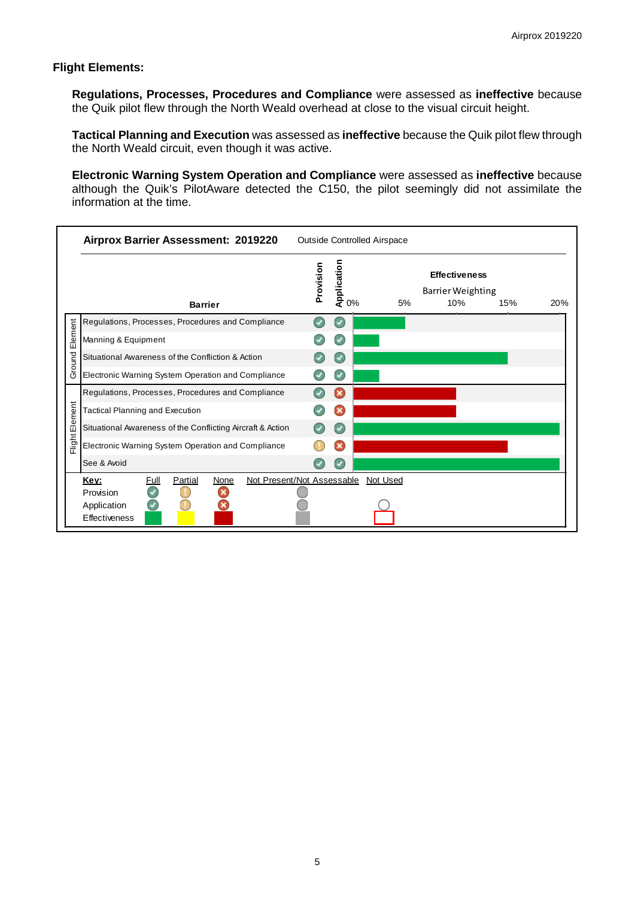**Flight Elements:**

**Regulations, Processes, Procedures and Compliance** were assessed as **ineffective** because the Quik pilot flew through the North Weald overhead at close to the visual circuit height.

**Tactical Planning and Execution** was assessed as **ineffective** because the Quik pilot flew through the North Weald circuit, even though it was active.

**Electronic Warning System Operation and Compliance** were assessed as **ineffective** because although the Quik's PilotAware detected the C150, the pilot seemingly did not assimilate the information at the time.

**Airprox Barrier Assessment: 2019220**

Outside Controlled Airspace

| Element | Barrier | Provision | Application |
|---|---|---|---|
| Ground Element | Regulations, Processes, Procedures and Compliance | Full | Full |
| Ground Element | Manning & Equipment | Full | Full |
| Ground Element | Situational Awareness of the Confliction & Action | Full | Full |
| Ground Element | Electronic Warning System Operation and Compliance | Full | Full |
| Flight Element | Regulations, Processes, Procedures and Compliance | Full | None |
| Flight Element | Tactical Planning and Execution | Full | None |
| Flight Element | Situational Awareness of the Conflicting Aircraft & Action | Full | Full |
| Flight Element | Electronic Warning System Operation and Compliance | Partial | None |
| Flight Element | See & Avoid | Full | Full |

Effectiveness

Barrier Weighting

0% 5% 10% 15% 20%

Key: Full, Partial, None, Not Present/Not Assessable, Not Used

Provision

Application

Effectiveness